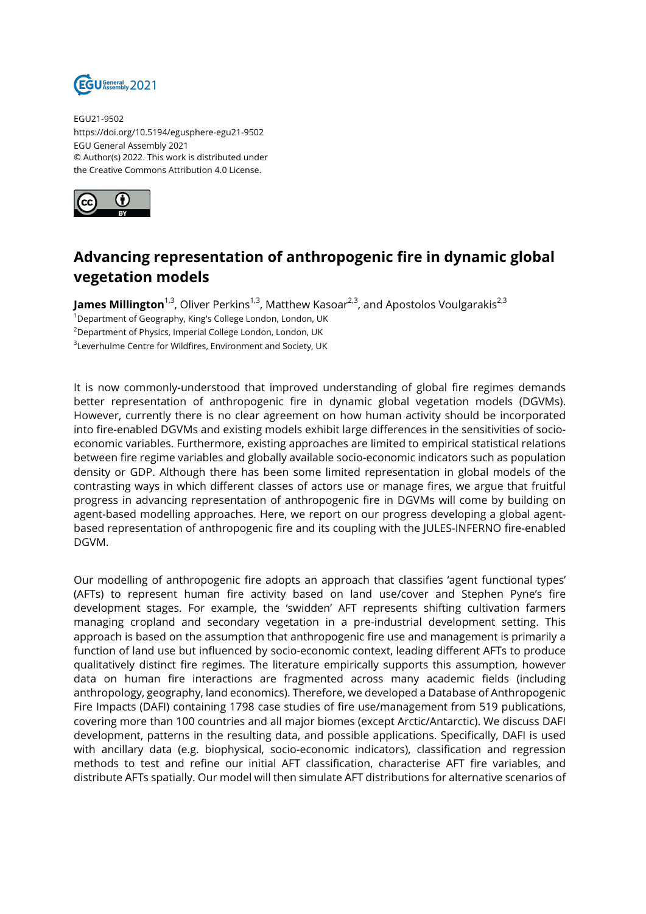EGU21-9502
https://doi.org/10.5194/egusphere-egu21-9502
EGU General Assembly 2021
© Author(s) 2022. This work is distributed under
the Creative Commons Attribution 4.0 License.

# Advancing representation of anthropogenic fire in dynamic global vegetation models

**James Millington**[1,3], Oliver Perkins[1,3], Matthew Kasoar[2,3], and Apostolos Voulgarakis[2,3]

[1]Department of Geography, King's College London, London, UK
[2]Department of Physics, Imperial College London, London, UK
[3]Leverhulme Centre for Wildfires, Environment and Society, UK

It is now commonly-understood that improved understanding of global fire regimes demands better representation of anthropogenic fire in dynamic global vegetation models (DGVMs). However, currently there is no clear agreement on how human activity should be incorporated into fire-enabled DGVMs and existing models exhibit large differences in the sensitivities of socio-economic variables. Furthermore, existing approaches are limited to empirical statistical relations between fire regime variables and globally available socio-economic indicators such as population density or GDP. Although there has been some limited representation in global models of the contrasting ways in which different classes of actors use or manage fires, we argue that fruitful progress in advancing representation of anthropogenic fire in DGVMs will come by building on agent-based modelling approaches. Here, we report on our progress developing a global agent-based representation of anthropogenic fire and its coupling with the JULES-INFERNO fire-enabled DGVM.

Our modelling of anthropogenic fire adopts an approach that classifies 'agent functional types' (AFTs) to represent human fire activity based on land use/cover and Stephen Pyne's fire development stages. For example, the 'swidden' AFT represents shifting cultivation farmers managing cropland and secondary vegetation in a pre-industrial development setting. This approach is based on the assumption that anthropogenic fire use and management is primarily a function of land use but influenced by socio-economic context, leading different AFTs to produce qualitatively distinct fire regimes. The literature empirically supports this assumption, however data on human fire interactions are fragmented across many academic fields (including anthropology, geography, land economics). Therefore, we developed a Database of Anthropogenic Fire Impacts (DAFI) containing 1798 case studies of fire use/management from 519 publications, covering more than 100 countries and all major biomes (except Arctic/Antarctic). We discuss DAFI development, patterns in the resulting data, and possible applications. Specifically, DAFI is used with ancillary data (e.g. biophysical, socio-economic indicators), classification and regression methods to test and refine our initial AFT classification, characterise AFT fire variables, and distribute AFTs spatially. Our model will then simulate AFT distributions for alternative scenarios of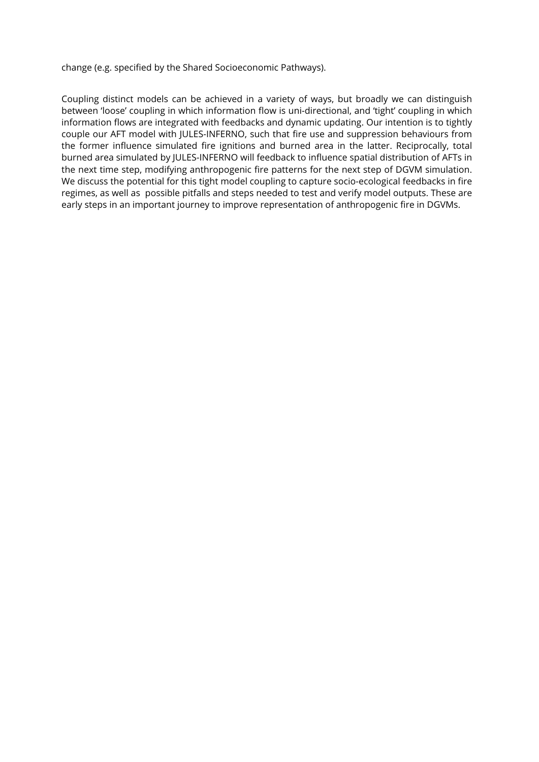change (e.g. specified by the Shared Socioeconomic Pathways).

Coupling distinct models can be achieved in a variety of ways, but broadly we can distinguish between 'loose' coupling in which information flow is uni-directional, and 'tight' coupling in which information flows are integrated with feedbacks and dynamic updating. Our intention is to tightly couple our AFT model with JULES-INFERNO, such that fire use and suppression behaviours from the former influence simulated fire ignitions and burned area in the latter. Reciprocally, total burned area simulated by JULES-INFERNO will feedback to influence spatial distribution of AFTs in the next time step, modifying anthropogenic fire patterns for the next step of DGVM simulation. We discuss the potential for this tight model coupling to capture socio-ecological feedbacks in fire regimes, as well as possible pitfalls and steps needed to test and verify model outputs. These are early steps in an important journey to improve representation of anthropogenic fire in DGVMs.